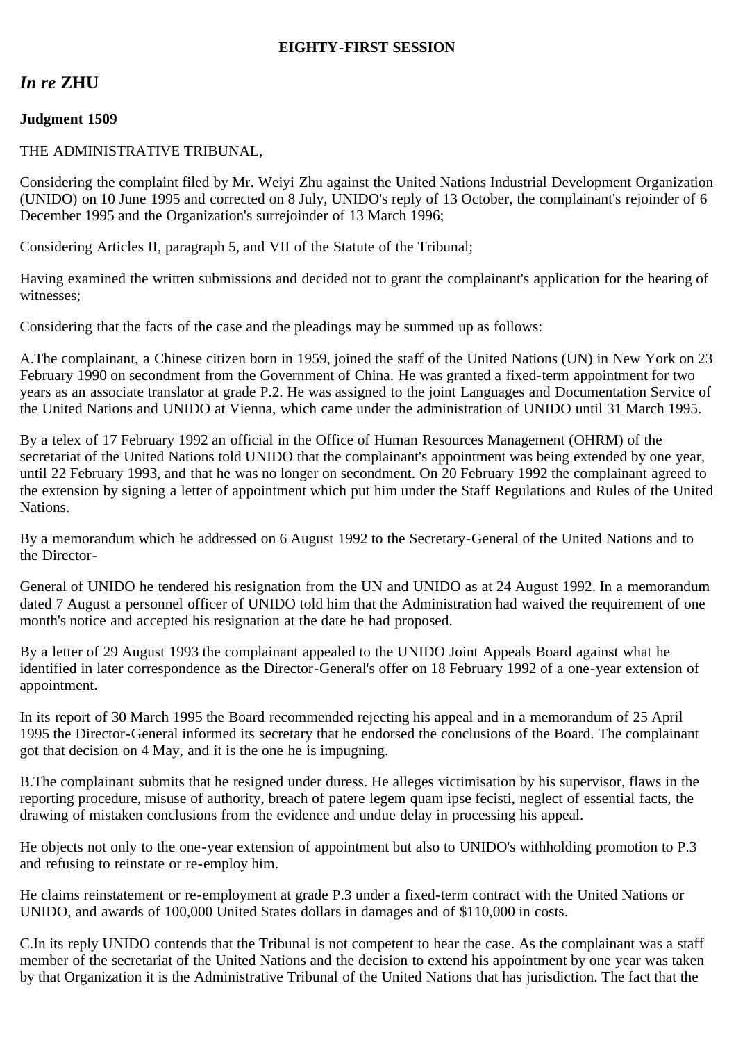**EIGHTY-FIRST SESSION**

## *In re* ZHU

**Judgment 1509**

THE ADMINISTRATIVE TRIBUNAL,

Considering the complaint filed by Mr. Weiyi Zhu against the United Nations Industrial Development Organization (UNIDO) on 10 June 1995 and corrected on 8 July, UNIDO's reply of 13 October, the complainant's rejoinder of 6 December 1995 and the Organization's surrejoinder of 13 March 1996;

Considering Articles II, paragraph 5, and VII of the Statute of the Tribunal;

Having examined the written submissions and decided not to grant the complainant's application for the hearing of witnesses;

Considering that the facts of the case and the pleadings may be summed up as follows:

A.The complainant, a Chinese citizen born in 1959, joined the staff of the United Nations (UN) in New York on 23 February 1990 on secondment from the Government of China. He was granted a fixed-term appointment for two years as an associate translator at grade P.2. He was assigned to the joint Languages and Documentation Service of the United Nations and UNIDO at Vienna, which came under the administration of UNIDO until 31 March 1995.

By a telex of 17 February 1992 an official in the Office of Human Resources Management (OHRM) of the secretariat of the United Nations told UNIDO that the complainant's appointment was being extended by one year, until 22 February 1993, and that he was no longer on secondment. On 20 February 1992 the complainant agreed to the extension by signing a letter of appointment which put him under the Staff Regulations and Rules of the United Nations.

By a memorandum which he addressed on 6 August 1992 to the Secretary-General of the United Nations and to the Director-General of UNIDO he tendered his resignation from the UN and UNIDO as at 24 August 1992. In a memorandum dated 7 August a personnel officer of UNIDO told him that the Administration had waived the requirement of one month's notice and accepted his resignation at the date he had proposed.

By a letter of 29 August 1993 the complainant appealed to the UNIDO Joint Appeals Board against what he identified in later correspondence as the Director-General's offer on 18 February 1992 of a one-year extension of appointment.

In its report of 30 March 1995 the Board recommended rejecting his appeal and in a memorandum of 25 April 1995 the Director-General informed its secretary that he endorsed the conclusions of the Board. The complainant got that decision on 4 May, and it is the one he is impugning.

B.The complainant submits that he resigned under duress. He alleges victimisation by his supervisor, flaws in the reporting procedure, misuse of authority, breach of patere legem quam ipse fecisti, neglect of essential facts, the drawing of mistaken conclusions from the evidence and undue delay in processing his appeal.

He objects not only to the one-year extension of appointment but also to UNIDO's withholding promotion to P.3 and refusing to reinstate or re-employ him.

He claims reinstatement or re-employment at grade P.3 under a fixed-term contract with the United Nations or UNIDO, and awards of 100,000 United States dollars in damages and of $110,000 in costs.

C.In its reply UNIDO contends that the Tribunal is not competent to hear the case. As the complainant was a staff member of the secretariat of the United Nations and the decision to extend his appointment by one year was taken by that Organization it is the Administrative Tribunal of the United Nations that has jurisdiction. The fact that the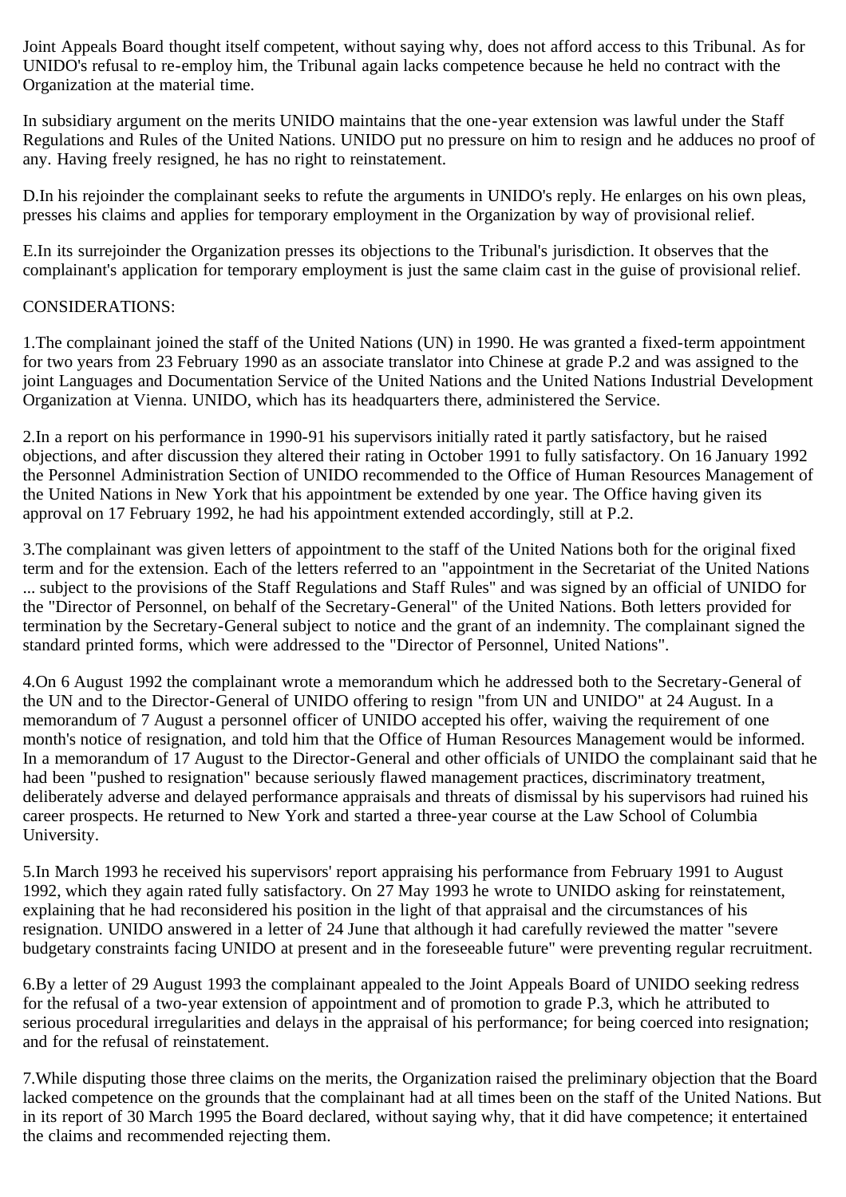Joint Appeals Board thought itself competent, without saying why, does not afford access to this Tribunal. As for UNIDO's refusal to re-employ him, the Tribunal again lacks competence because he held no contract with the Organization at the material time.

In subsidiary argument on the merits UNIDO maintains that the one-year extension was lawful under the Staff Regulations and Rules of the United Nations. UNIDO put no pressure on him to resign and he adduces no proof of any. Having freely resigned, he has no right to reinstatement.

D.In his rejoinder the complainant seeks to refute the arguments in UNIDO's reply. He enlarges on his own pleas, presses his claims and applies for temporary employment in the Organization by way of provisional relief.

E.In its surrejoinder the Organization presses its objections to the Tribunal's jurisdiction. It observes that the complainant's application for temporary employment is just the same claim cast in the guise of provisional relief.

CONSIDERATIONS:

1.The complainant joined the staff of the United Nations (UN) in 1990. He was granted a fixed-term appointment for two years from 23 February 1990 as an associate translator into Chinese at grade P.2 and was assigned to the joint Languages and Documentation Service of the United Nations and the United Nations Industrial Development Organization at Vienna. UNIDO, which has its headquarters there, administered the Service.

2.In a report on his performance in 1990-91 his supervisors initially rated it partly satisfactory, but he raised objections, and after discussion they altered their rating in October 1991 to fully satisfactory. On 16 January 1992 the Personnel Administration Section of UNIDO recommended to the Office of Human Resources Management of the United Nations in New York that his appointment be extended by one year. The Office having given its approval on 17 February 1992, he had his appointment extended accordingly, still at P.2.

3.The complainant was given letters of appointment to the staff of the United Nations both for the original fixed term and for the extension. Each of the letters referred to an "appointment in the Secretariat of the United Nations ... subject to the provisions of the Staff Regulations and Staff Rules" and was signed by an official of UNIDO for the "Director of Personnel, on behalf of the Secretary-General" of the United Nations. Both letters provided for termination by the Secretary-General subject to notice and the grant of an indemnity. The complainant signed the standard printed forms, which were addressed to the "Director of Personnel, United Nations".

4.On 6 August 1992 the complainant wrote a memorandum which he addressed both to the Secretary-General of the UN and to the Director-General of UNIDO offering to resign "from UN and UNIDO" at 24 August. In a memorandum of 7 August a personnel officer of UNIDO accepted his offer, waiving the requirement of one month's notice of resignation, and told him that the Office of Human Resources Management would be informed. In a memorandum of 17 August to the Director-General and other officials of UNIDO the complainant said that he had been "pushed to resignation" because seriously flawed management practices, discriminatory treatment, deliberately adverse and delayed performance appraisals and threats of dismissal by his supervisors had ruined his career prospects. He returned to New York and started a three-year course at the Law School of Columbia University.

5.In March 1993 he received his supervisors' report appraising his performance from February 1991 to August 1992, which they again rated fully satisfactory. On 27 May 1993 he wrote to UNIDO asking for reinstatement, explaining that he had reconsidered his position in the light of that appraisal and the circumstances of his resignation. UNIDO answered in a letter of 24 June that although it had carefully reviewed the matter "severe budgetary constraints facing UNIDO at present and in the foreseeable future" were preventing regular recruitment.

6.By a letter of 29 August 1993 the complainant appealed to the Joint Appeals Board of UNIDO seeking redress for the refusal of a two-year extension of appointment and of promotion to grade P.3, which he attributed to serious procedural irregularities and delays in the appraisal of his performance; for being coerced into resignation; and for the refusal of reinstatement.

7.While disputing those three claims on the merits, the Organization raised the preliminary objection that the Board lacked competence on the grounds that the complainant had at all times been on the staff of the United Nations. But in its report of 30 March 1995 the Board declared, without saying why, that it did have competence; it entertained the claims and recommended rejecting them.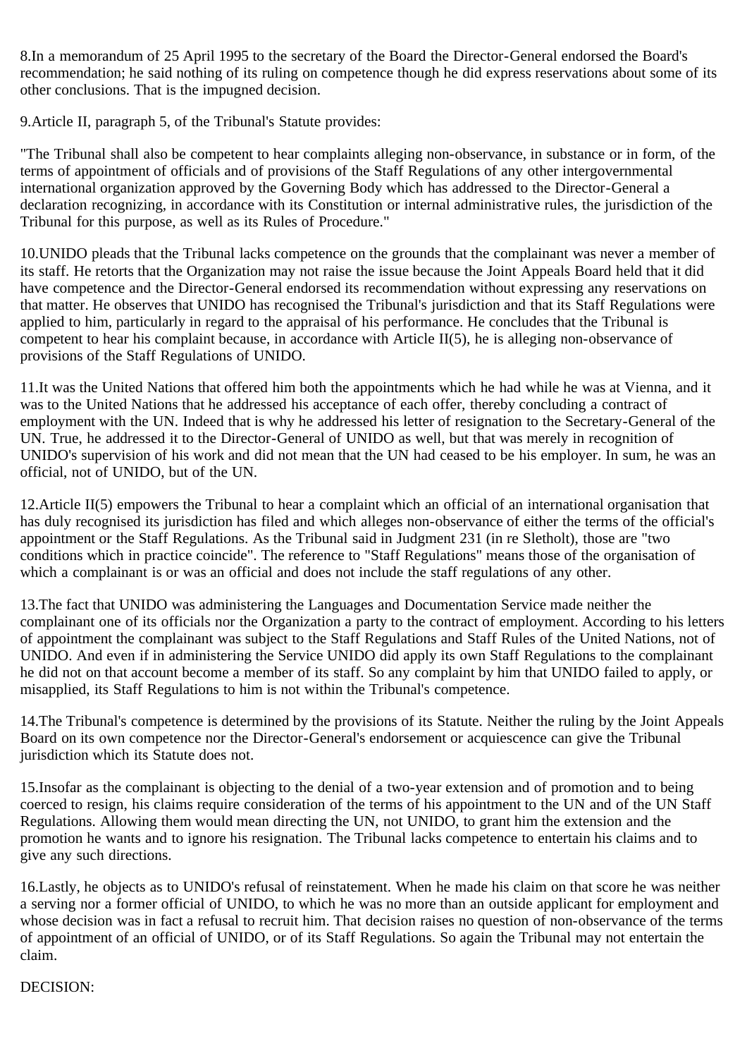8.In a memorandum of 25 April 1995 to the secretary of the Board the Director-General endorsed the Board's recommendation; he said nothing of its ruling on competence though he did express reservations about some of its other conclusions. That is the impugned decision.

9.Article II, paragraph 5, of the Tribunal's Statute provides:

"The Tribunal shall also be competent to hear complaints alleging non-observance, in substance or in form, of the terms of appointment of officials and of provisions of the Staff Regulations of any other intergovernmental international organization approved by the Governing Body which has addressed to the Director-General a declaration recognizing, in accordance with its Constitution or internal administrative rules, the jurisdiction of the Tribunal for this purpose, as well as its Rules of Procedure."

10.UNIDO pleads that the Tribunal lacks competence on the grounds that the complainant was never a member of its staff. He retorts that the Organization may not raise the issue because the Joint Appeals Board held that it did have competence and the Director-General endorsed its recommendation without expressing any reservations on that matter. He observes that UNIDO has recognised the Tribunal's jurisdiction and that its Staff Regulations were applied to him, particularly in regard to the appraisal of his performance. He concludes that the Tribunal is competent to hear his complaint because, in accordance with Article II(5), he is alleging non-observance of provisions of the Staff Regulations of UNIDO.

11.It was the United Nations that offered him both the appointments which he had while he was at Vienna, and it was to the United Nations that he addressed his acceptance of each offer, thereby concluding a contract of employment with the UN. Indeed that is why he addressed his letter of resignation to the Secretary-General of the UN. True, he addressed it to the Director-General of UNIDO as well, but that was merely in recognition of UNIDO's supervision of his work and did not mean that the UN had ceased to be his employer. In sum, he was an official, not of UNIDO, but of the UN.

12.Article II(5) empowers the Tribunal to hear a complaint which an official of an international organisation that has duly recognised its jurisdiction has filed and which alleges non-observance of either the terms of the official's appointment or the Staff Regulations. As the Tribunal said in Judgment 231 (in re Sletholt), those are "two conditions which in practice coincide". The reference to "Staff Regulations" means those of the organisation of which a complainant is or was an official and does not include the staff regulations of any other.

13.The fact that UNIDO was administering the Languages and Documentation Service made neither the complainant one of its officials nor the Organization a party to the contract of employment. According to his letters of appointment the complainant was subject to the Staff Regulations and Staff Rules of the United Nations, not of UNIDO. And even if in administering the Service UNIDO did apply its own Staff Regulations to the complainant he did not on that account become a member of its staff. So any complaint by him that UNIDO failed to apply, or misapplied, its Staff Regulations to him is not within the Tribunal's competence.

14.The Tribunal's competence is determined by the provisions of its Statute. Neither the ruling by the Joint Appeals Board on its own competence nor the Director-General's endorsement or acquiescence can give the Tribunal jurisdiction which its Statute does not.

15.Insofar as the complainant is objecting to the denial of a two-year extension and of promotion and to being coerced to resign, his claims require consideration of the terms of his appointment to the UN and of the UN Staff Regulations. Allowing them would mean directing the UN, not UNIDO, to grant him the extension and the promotion he wants and to ignore his resignation. The Tribunal lacks competence to entertain his claims and to give any such directions.

16.Lastly, he objects as to UNIDO's refusal of reinstatement. When he made his claim on that score he was neither a serving nor a former official of UNIDO, to which he was no more than an outside applicant for employment and whose decision was in fact a refusal to recruit him. That decision raises no question of non-observance of the terms of appointment of an official of UNIDO, or of its Staff Regulations. So again the Tribunal may not entertain the claim.

DECISION: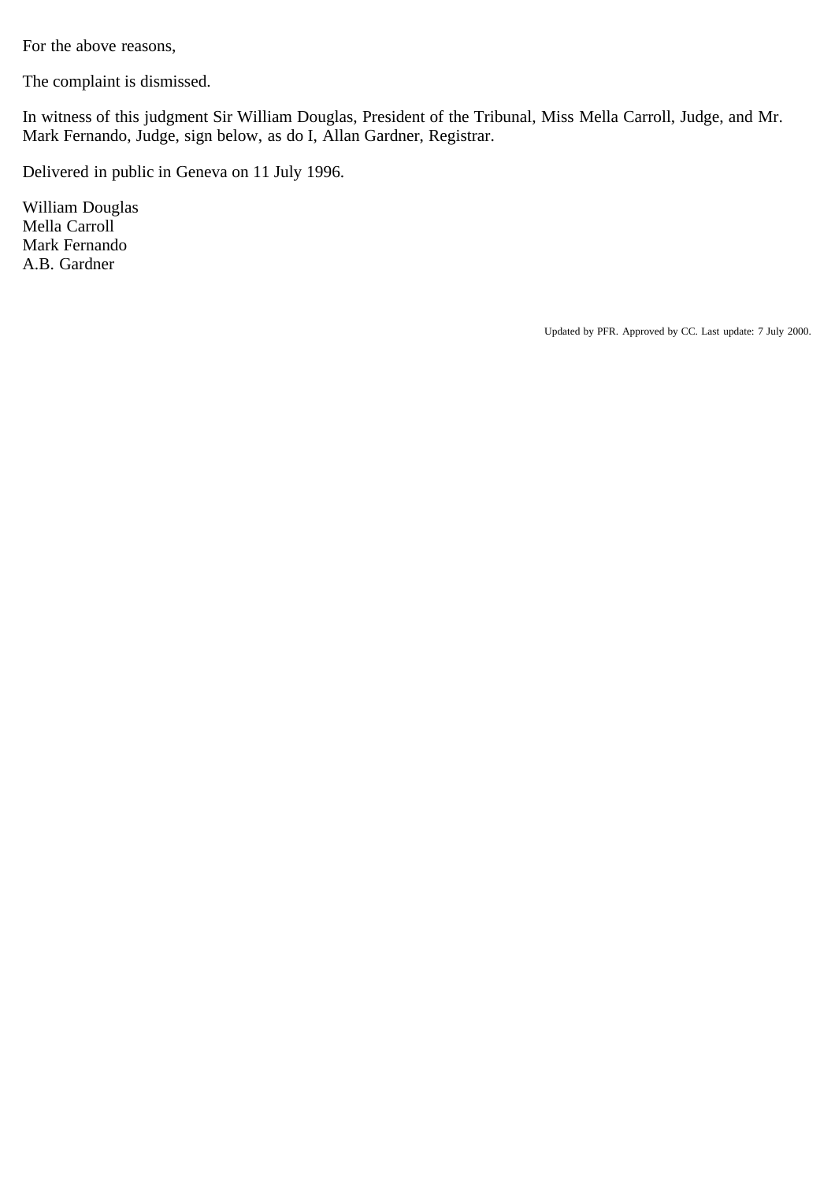For the above reasons,

The complaint is dismissed.

In witness of this judgment Sir William Douglas, President of the Tribunal, Miss Mella Carroll, Judge, and Mr. Mark Fernando, Judge, sign below, as do I, Allan Gardner, Registrar.

Delivered in public in Geneva on 11 July 1996.

William Douglas
Mella Carroll
Mark Fernando
A.B. Gardner

Updated by PFR. Approved by CC. Last update: 7 July 2000.